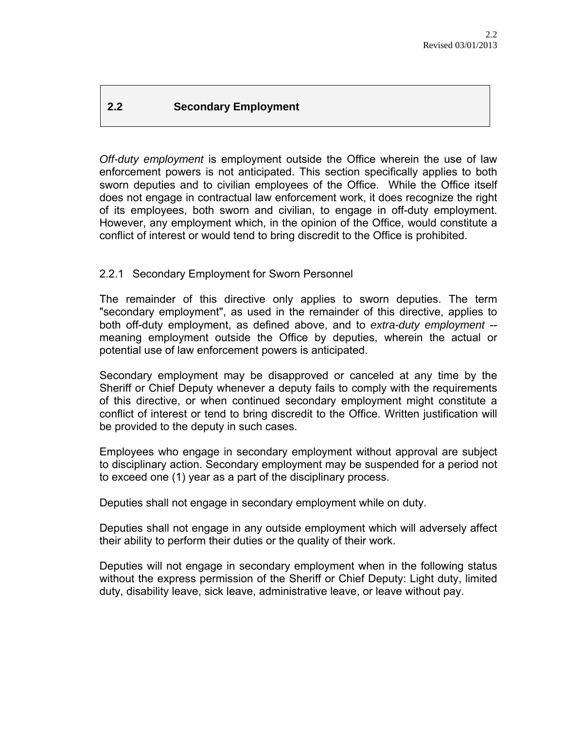## 2.2 Secondary Employment

*Off-duty employment* is employment outside the Office wherein the use of law enforcement powers is not anticipated. This section specifically applies to both sworn deputies and to civilian employees of the Office. While the Office itself does not engage in contractual law enforcement work, it does recognize the right of its employees, both sworn and civilian, to engage in off-duty employment. However, any employment which, in the opinion of the Office, would constitute a conflict of interest or would tend to bring discredit to the Office is prohibited.

### 2.2.1 Secondary Employment for Sworn Personnel

The remainder of this directive only applies to sworn deputies. The term "secondary employment", as used in the remainder of this directive, applies to both off-duty employment, as defined above, and to *extra-duty employment* -- meaning employment outside the Office by deputies, wherein the actual or potential use of law enforcement powers is anticipated.

Secondary employment may be disapproved or canceled at any time by the Sheriff or Chief Deputy whenever a deputy fails to comply with the requirements of this directive, or when continued secondary employment might constitute a conflict of interest or tend to bring discredit to the Office. Written justification will be provided to the deputy in such cases.

Employees who engage in secondary employment without approval are subject to disciplinary action. Secondary employment may be suspended for a period not to exceed one (1) year as a part of the disciplinary process.

Deputies shall not engage in secondary employment while on duty.

Deputies shall not engage in any outside employment which will adversely affect their ability to perform their duties or the quality of their work.

Deputies will not engage in secondary employment when in the following status without the express permission of the Sheriff or Chief Deputy: Light duty, limited duty, disability leave, sick leave, administrative leave, or leave without pay.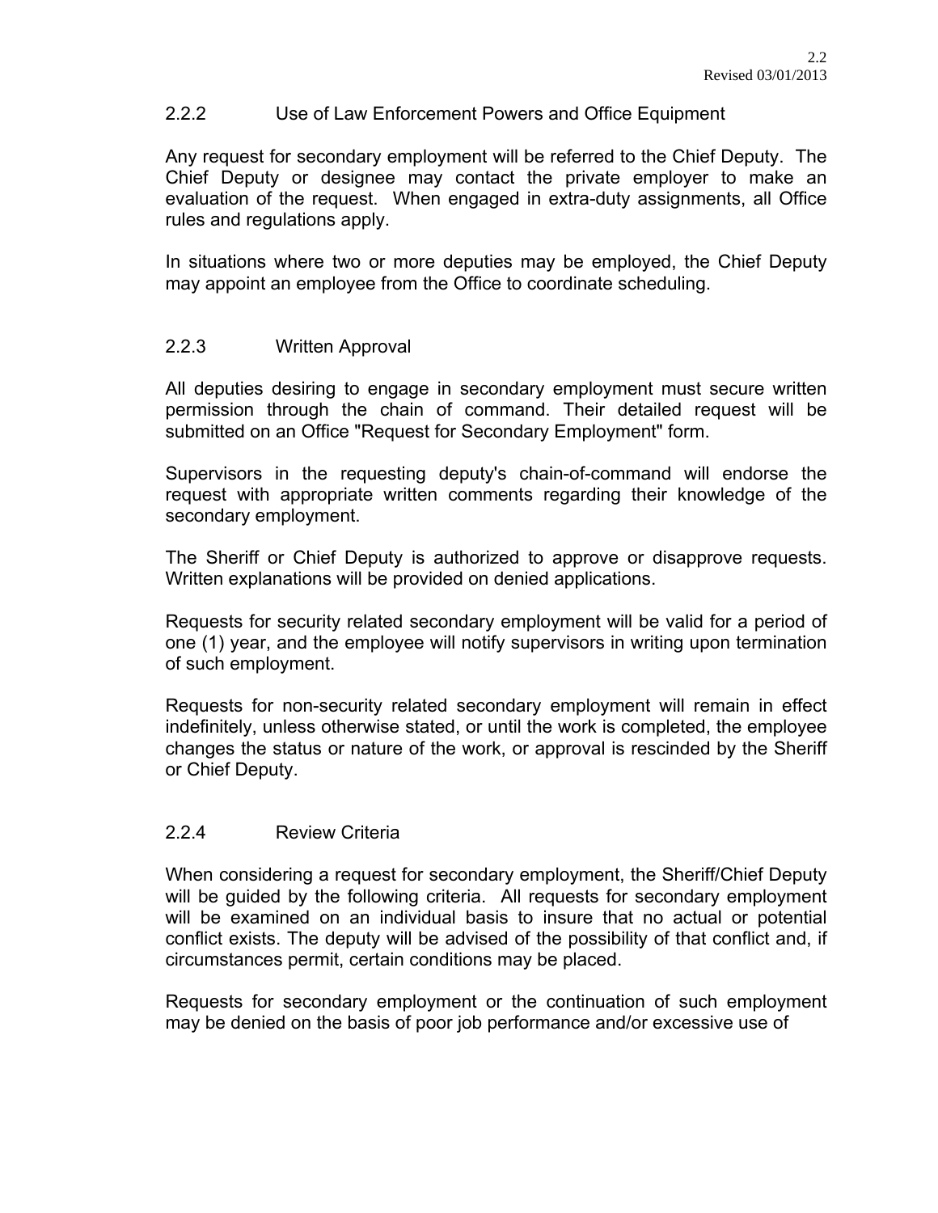### 2.2.2 Use of Law Enforcement Powers and Office Equipment

Any request for secondary employment will be referred to the Chief Deputy. The Chief Deputy or designee may contact the private employer to make an evaluation of the request. When engaged in extra-duty assignments, all Office rules and regulations apply.

In situations where two or more deputies may be employed, the Chief Deputy may appoint an employee from the Office to coordinate scheduling.

### 2.2.3 Written Approval

All deputies desiring to engage in secondary employment must secure written permission through the chain of command. Their detailed request will be submitted on an Office "Request for Secondary Employment" form.

Supervisors in the requesting deputy's chain-of-command will endorse the request with appropriate written comments regarding their knowledge of the secondary employment.

The Sheriff or Chief Deputy is authorized to approve or disapprove requests. Written explanations will be provided on denied applications.

Requests for security related secondary employment will be valid for a period of one (1) year, and the employee will notify supervisors in writing upon termination of such employment.

Requests for non-security related secondary employment will remain in effect indefinitely, unless otherwise stated, or until the work is completed, the employee changes the status or nature of the work, or approval is rescinded by the Sheriff or Chief Deputy.

### 2.2.4 Review Criteria

When considering a request for secondary employment, the Sheriff/Chief Deputy will be guided by the following criteria. All requests for secondary employment will be examined on an individual basis to insure that no actual or potential conflict exists. The deputy will be advised of the possibility of that conflict and, if circumstances permit, certain conditions may be placed.

Requests for secondary employment or the continuation of such employment may be denied on the basis of poor job performance and/or excessive use of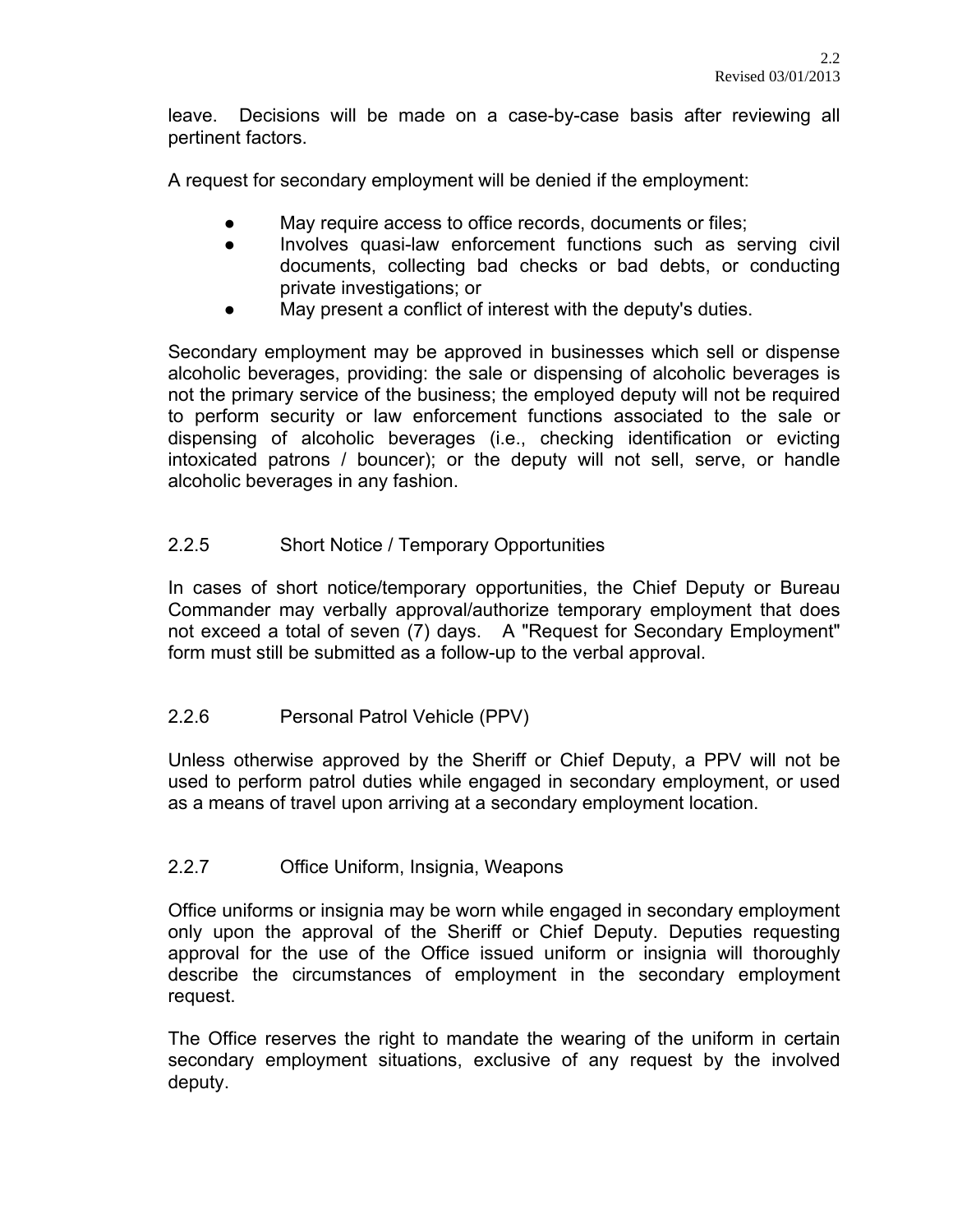leave. Decisions will be made on a case-by-case basis after reviewing all pertinent factors.

A request for secondary employment will be denied if the employment:

- May require access to office records, documents or files;
- Involves quasi-law enforcement functions such as serving civil documents, collecting bad checks or bad debts, or conducting private investigations; or
- May present a conflict of interest with the deputy's duties.

Secondary employment may be approved in businesses which sell or dispense alcoholic beverages, providing: the sale or dispensing of alcoholic beverages is not the primary service of the business; the employed deputy will not be required to perform security or law enforcement functions associated to the sale or dispensing of alcoholic beverages (i.e., checking identification or evicting intoxicated patrons / bouncer); or the deputy will not sell, serve, or handle alcoholic beverages in any fashion.

## 2.2.5 Short Notice / Temporary Opportunities

In cases of short notice/temporary opportunities, the Chief Deputy or Bureau Commander may verbally approval/authorize temporary employment that does not exceed a total of seven (7) days. A "Request for Secondary Employment" form must still be submitted as a follow-up to the verbal approval.

## 2.2.6 Personal Patrol Vehicle (PPV)

Unless otherwise approved by the Sheriff or Chief Deputy, a PPV will not be used to perform patrol duties while engaged in secondary employment, or used as a means of travel upon arriving at a secondary employment location.

## 2.2.7 Office Uniform, Insignia, Weapons

Office uniforms or insignia may be worn while engaged in secondary employment only upon the approval of the Sheriff or Chief Deputy. Deputies requesting approval for the use of the Office issued uniform or insignia will thoroughly describe the circumstances of employment in the secondary employment request.

The Office reserves the right to mandate the wearing of the uniform in certain secondary employment situations, exclusive of any request by the involved deputy.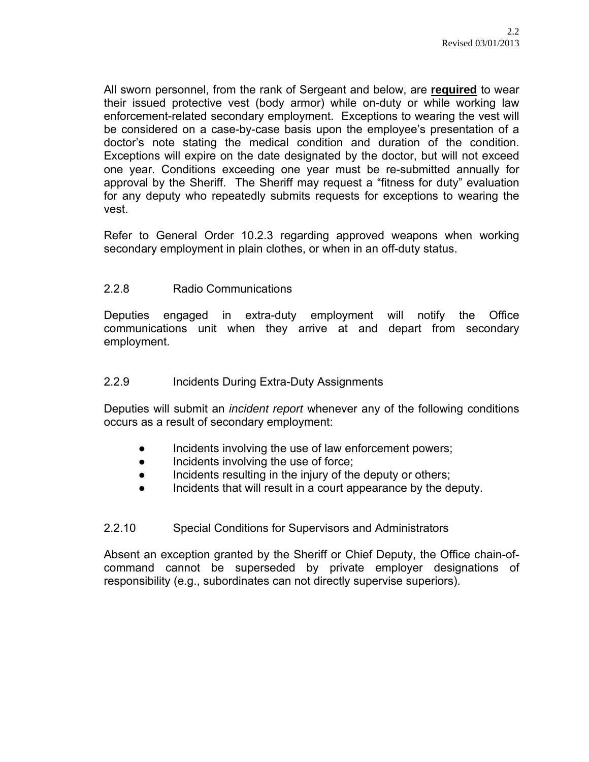All sworn personnel, from the rank of Sergeant and below, are **required** to wear their issued protective vest (body armor) while on-duty or while working law enforcement-related secondary employment. Exceptions to wearing the vest will be considered on a case-by-case basis upon the employee's presentation of a doctor's note stating the medical condition and duration of the condition. Exceptions will expire on the date designated by the doctor, but will not exceed one year. Conditions exceeding one year must be re-submitted annually for approval by the Sheriff. The Sheriff may request a "fitness for duty" evaluation for any deputy who repeatedly submits requests for exceptions to wearing the vest.

Refer to General Order 10.2.3 regarding approved weapons when working secondary employment in plain clothes, or when in an off-duty status.

### 2.2.8 Radio Communications

Deputies engaged in extra-duty employment will notify the Office communications unit when they arrive at and depart from secondary employment.

### 2.2.9 Incidents During Extra-Duty Assignments

Deputies will submit an *incident report* whenever any of the following conditions occurs as a result of secondary employment:

- Incidents involving the use of law enforcement powers;
- Incidents involving the use of force;
- Incidents resulting in the injury of the deputy or others;
- Incidents that will result in a court appearance by the deputy.

### 2.2.10 Special Conditions for Supervisors and Administrators

Absent an exception granted by the Sheriff or Chief Deputy, the Office chain-of-command cannot be superseded by private employer designations of responsibility (e.g., subordinates can not directly supervise superiors).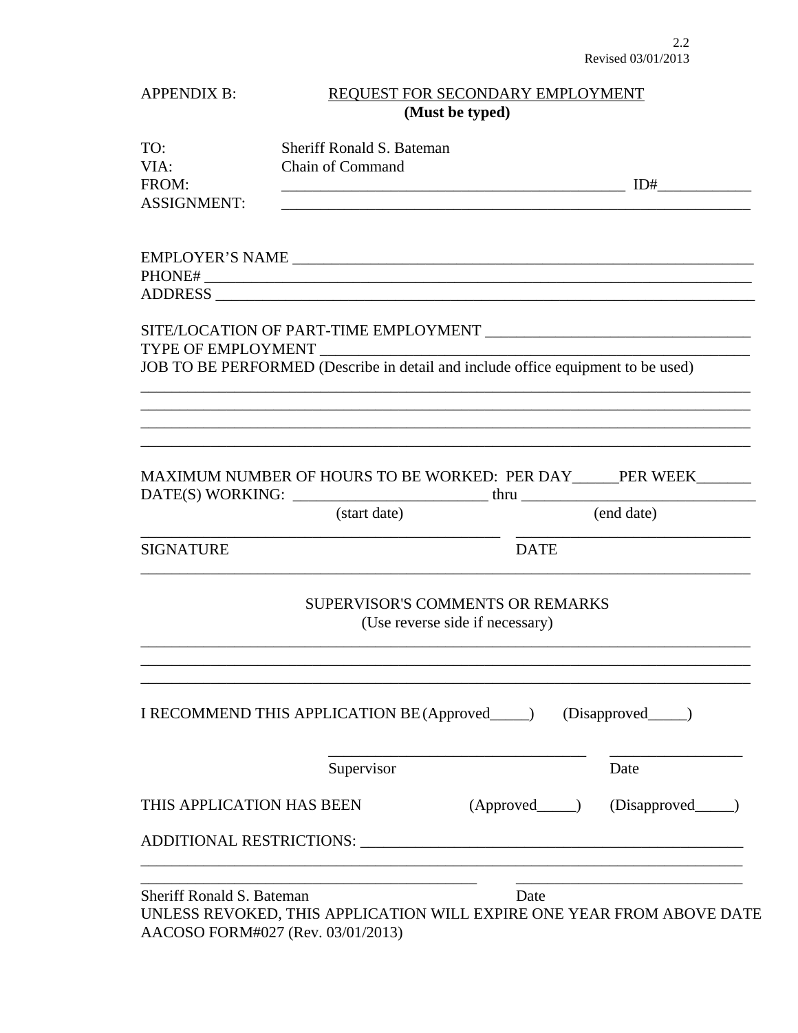2.2
Revised 03/01/2013

APPENDIX B: **REQUEST FOR SECONDARY EMPLOYMENT**
**(Must be typed)**

TO: Sheriff Ronald S. Bateman
VIA: Chain of Command
FROM: _____________________________________________ ID#____________
ASSIGNMENT: _______________________________________________________________

EMPLOYER'S NAME ______________________________________________________________
PHONE# ______________________________________________________________________
ADDRESS _____________________________________________________________________

SITE/LOCATION OF PART-TIME EMPLOYMENT ___________________________________
TYPE OF EMPLOYMENT __________________________________________________________
JOB TO BE PERFORMED (Describe in detail and include office equipment to be used)
_____________________________________________________________________________
_____________________________________________________________________________
_____________________________________________________________________________
_____________________________________________________________________________

MAXIMUM NUMBER OF HOURS TO BE WORKED: PER DAY______PER WEEK_______
DATE(S) WORKING: ________________________ thru ______________________________
(start date) (end date)

_____________________________________________ _____________________________
SIGNATURE DATE

_____________________________________________________________________________

SUPERVISOR'S COMMENTS OR REMARKS
(Use reverse side if necessary)

_____________________________________________________________________________
_____________________________________________________________________________
_____________________________________________________________________________

I RECOMMEND THIS APPLICATION BE (Approved_____) (Disapproved_____)

_________________________________ _________________
Supervisor Date

THIS APPLICATION HAS BEEN (Approved_____) (Disapproved_____)

ADDITIONAL RESTRICTIONS: __________________________________________________
_____________________________________________________________________________

___________________________________________ _____________________________
Sheriff Ronald S. Bateman Date
UNLESS REVOKED, THIS APPLICATION WILL EXPIRE ONE YEAR FROM ABOVE DATE
AACOSO FORM#027 (Rev. 03/01/2013)